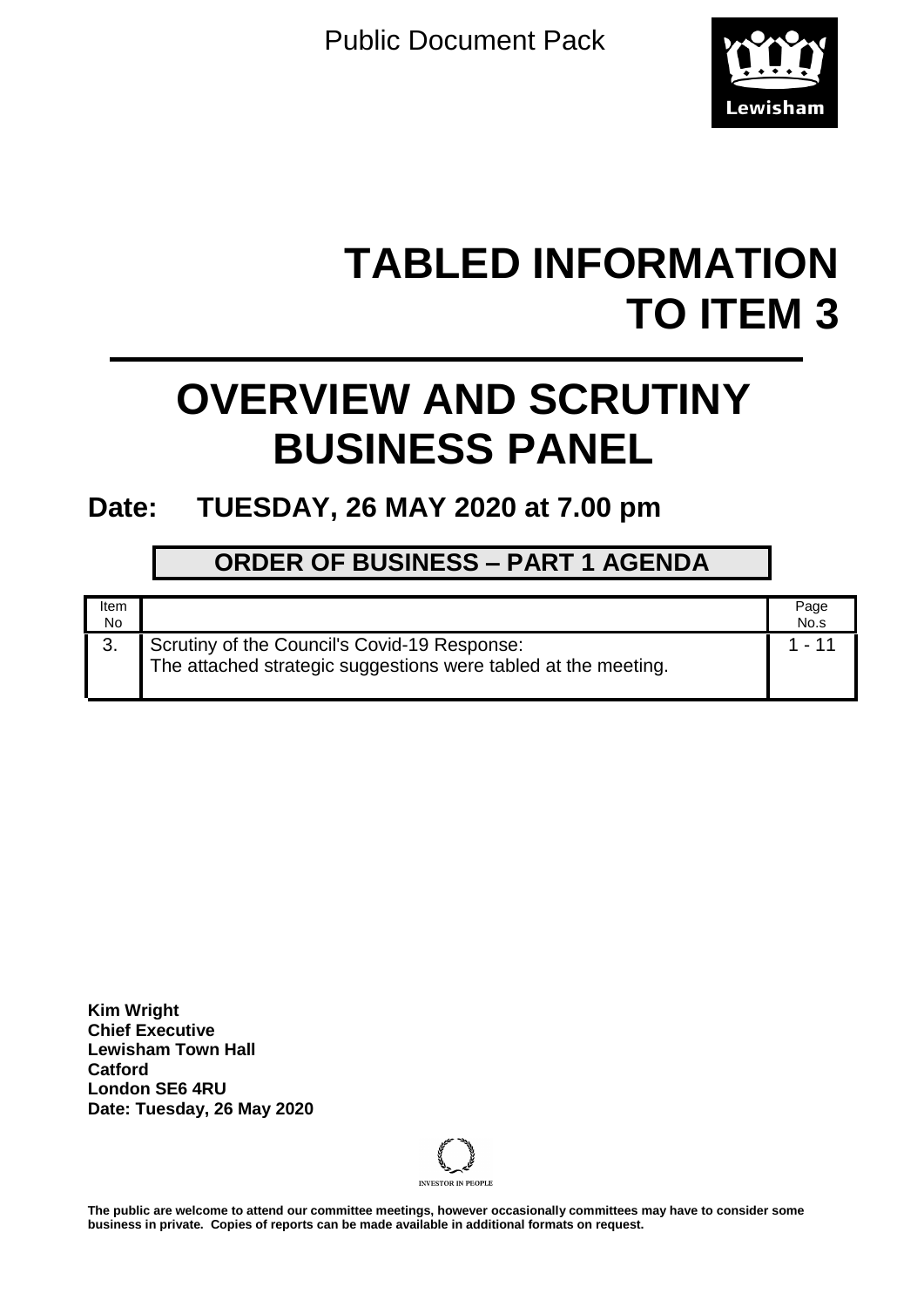Public Document Pack

# TABLED INFORMATION TO ITEM 3

# OVERVIEW AND SCRUTINY BUSINESS PANEL

## Date: TUESDAY, 26 MAY 2020 at 7.00 pm

### ORDER OF BUSINESS – PART 1 AGENDA

| Item No | | Page No.s |
|---|---|---|
| 3. | Scrutiny of the Council's Covid-19 Response:<br>The attached strategic suggestions were tabled at the meeting. | 1 - 11 |

**Kim Wright**
**Chief Executive**
**Lewisham Town Hall**
**Catford**
**London SE6 4RU**
**Date: Tuesday, 26 May 2020**

INVESTOR IN PEOPLE

**The public are welcome to attend our committee meetings, however occasionally committees may have to consider some business in private. Copies of reports can be made available in additional formats on request.**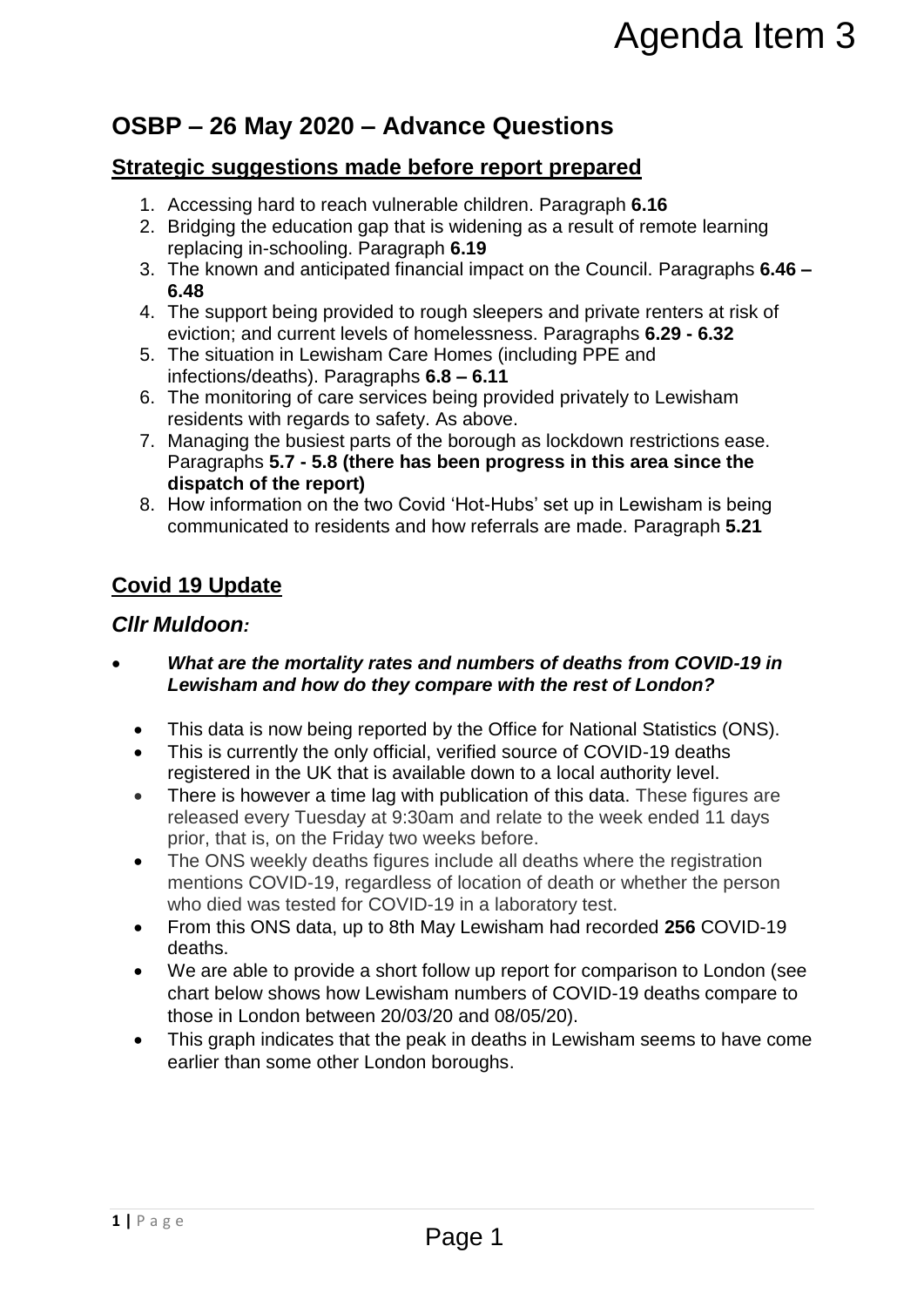# Agenda Item 3

## OSBP – 26 May 2020 – Advance Questions

### Strategic suggestions made before report prepared

1. Accessing hard to reach vulnerable children. Paragraph **6.16**
2. Bridging the education gap that is widening as a result of remote learning replacing in-schooling. Paragraph **6.19**
3. The known and anticipated financial impact on the Council. Paragraphs **6.46 – 6.48**
4. The support being provided to rough sleepers and private renters at risk of eviction; and current levels of homelessness. Paragraphs **6.29 - 6.32**
5. The situation in Lewisham Care Homes (including PPE and infections/deaths). Paragraphs **6.8 – 6.11**
6. The monitoring of care services being provided privately to Lewisham residents with regards to safety. As above.
7. Managing the busiest parts of the borough as lockdown restrictions ease. Paragraphs **5.7 - 5.8 (there has been progress in this area since the dispatch of the report)**
8. How information on the two Covid 'Hot-Hubs' set up in Lewisham is being communicated to residents and how referrals are made. Paragraph **5.21**

## Covid 19 Update

### *Cllr Muldoon:*

- ***What are the mortality rates and numbers of deaths from COVID-19 in Lewisham and how do they compare with the rest of London?***
  - This data is now being reported by the Office for National Statistics (ONS).
  - This is currently the only official, verified source of COVID-19 deaths registered in the UK that is available down to a local authority level.
  - There is however a time lag with publication of this data. These figures are released every Tuesday at 9:30am and relate to the week ended 11 days prior, that is, on the Friday two weeks before.
  - The ONS weekly deaths figures include all deaths where the registration mentions COVID-19, regardless of location of death or whether the person who died was tested for COVID-19 in a laboratory test.
  - From this ONS data, up to 8th May Lewisham had recorded **256** COVID-19 deaths.
  - We are able to provide a short follow up report for comparison to London (see chart below shows how Lewisham numbers of COVID-19 deaths compare to those in London between 20/03/20 and 08/05/20).
  - This graph indicates that the peak in deaths in Lewisham seems to have come earlier than some other London boroughs.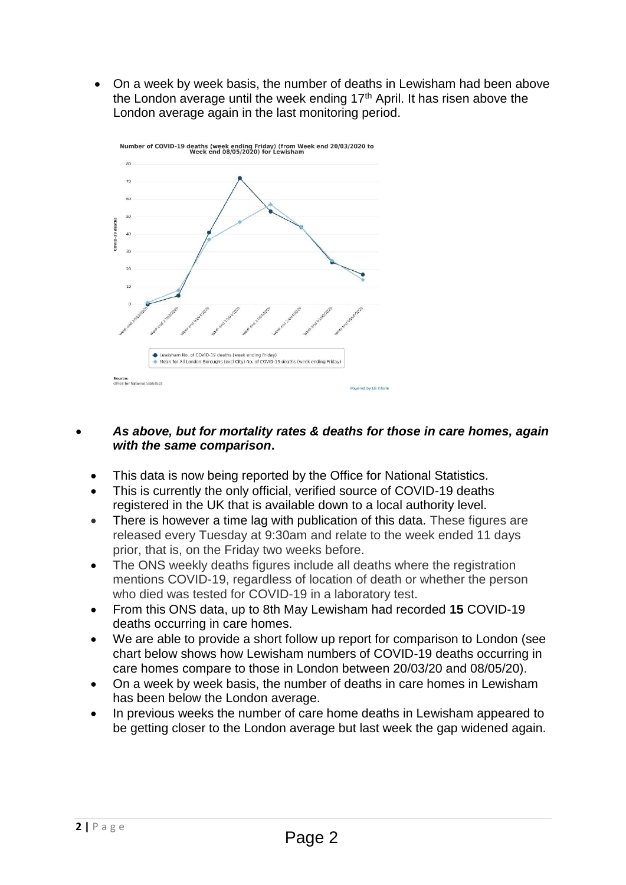- On a week by week basis, the number of deaths in Lewisham had been above the London average until the week ending 17th April. It has risen above the London average again in the last monitoring period.

- ***As above, but for mortality rates & deaths for those in care homes, again with the same comparison.***
  - This data is now being reported by the Office for National Statistics.
  - This is currently the only official, verified source of COVID-19 deaths registered in the UK that is available down to a local authority level.
  - There is however a time lag with publication of this data. These figures are released every Tuesday at 9:30am and relate to the week ended 11 days prior, that is, on the Friday two weeks before.
  - The ONS weekly deaths figures include all deaths where the registration mentions COVID-19, regardless of location of death or whether the person who died was tested for COVID-19 in a laboratory test.
  - From this ONS data, up to 8th May Lewisham had recorded **15** COVID-19 deaths occurring in care homes.
  - We are able to provide a short follow up report for comparison to London (see chart below shows how Lewisham numbers of COVID-19 deaths occurring in care homes compare to those in London between 20/03/20 and 08/05/20).
  - On a week by week basis, the number of deaths in care homes in Lewisham has been below the London average.
  - In previous weeks the number of care home deaths in Lewisham appeared to be getting closer to the London average but last week the gap widened again.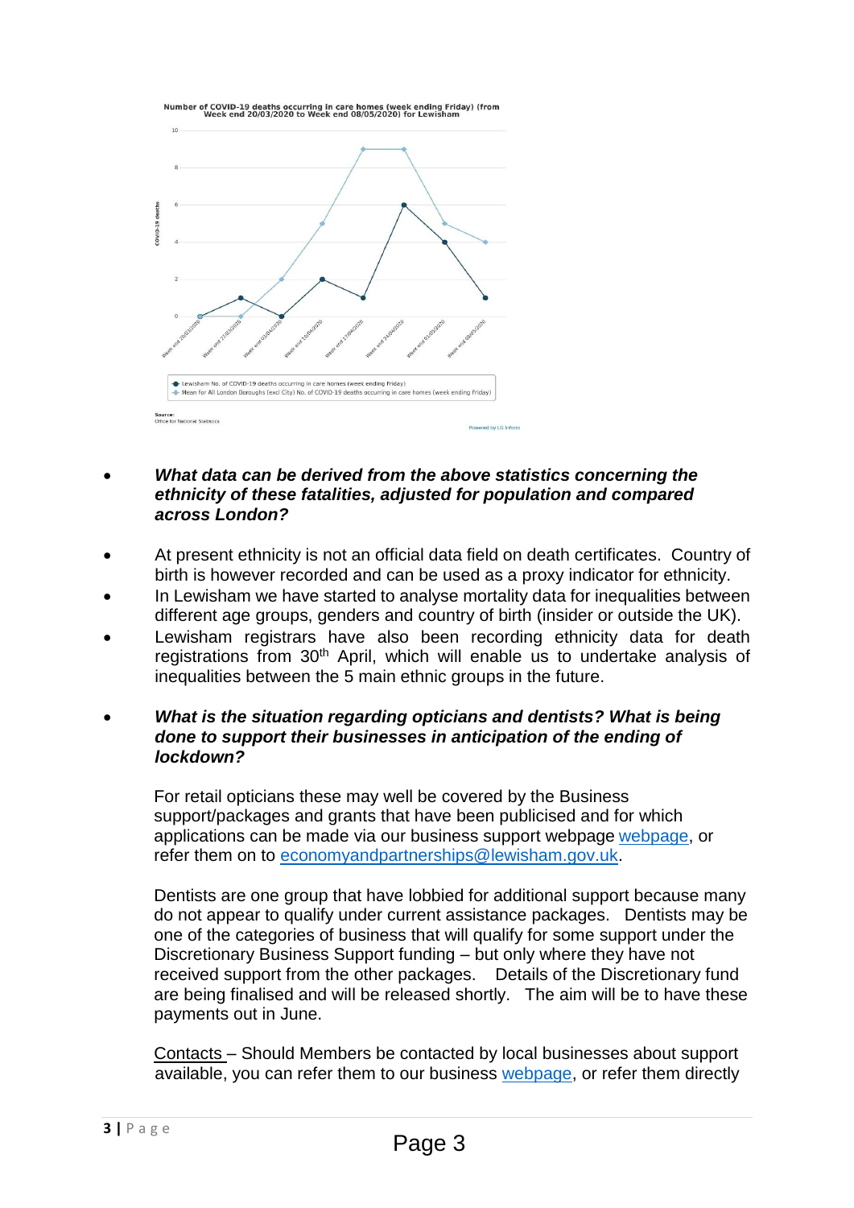Number of COVID-19 deaths occurring in care homes (week ending Friday) (from Week end 20/03/2020 to Week end 08/05/2020) for Lewisham

| Week ending | Lewisham No. of COVID-19 deaths occurring in care homes (week ending Friday) | Mean for All London Boroughs (excl City) No. of COVID-19 deaths occurring in care homes (week ending Friday) |
| --- | --- | --- |
| Week end 20/03/2020 | 0 | 0 |
| Week end 27/03/2020 | 1 | 0 |
| Week end 03/04/2020 | 0 | 2 |
| Week end 10/04/2020 | 2 | 5 |
| Week end 17/04/2020 | 1 | 9 |
| Week end 24/04/2020 | 6 | 9 |
| Week end 01/05/2020 | 4 | 5 |
| Week end 08/05/2020 | 1 | 4 |

Source: Office for National Statistics

Powered by LG Inform

- ***What data can be derived from the above statistics concerning the ethnicity of these fatalities, adjusted for population and compared across London?***

- At present ethnicity is not an official data field on death certificates. Country of birth is however recorded and can be used as a proxy indicator for ethnicity.
- In Lewisham we have started to analyse mortality data for inequalities between different age groups, genders and country of birth (insider or outside the UK).
- Lewisham registrars have also been recording ethnicity data for death registrations from 30th April, which will enable us to undertake analysis of inequalities between the 5 main ethnic groups in the future.

- ***What is the situation regarding opticians and dentists? What is being done to support their businesses in anticipation of the ending of lockdown?***

For retail opticians these may well be covered by the Business support/packages and grants that have been publicised and for which applications can be made via our business support webpage webpage, or refer them on to economyandpartnerships@lewisham.gov.uk.

Dentists are one group that have lobbied for additional support because many do not appear to qualify under current assistance packages. Dentists may be one of the categories of business that will qualify for some support under the Discretionary Business Support funding – but only where they have not received support from the other packages. Details of the Discretionary fund are being finalised and will be released shortly. The aim will be to have these payments out in June.

Contacts – Should Members be contacted by local businesses about support available, you can refer them to our business webpage, or refer them directly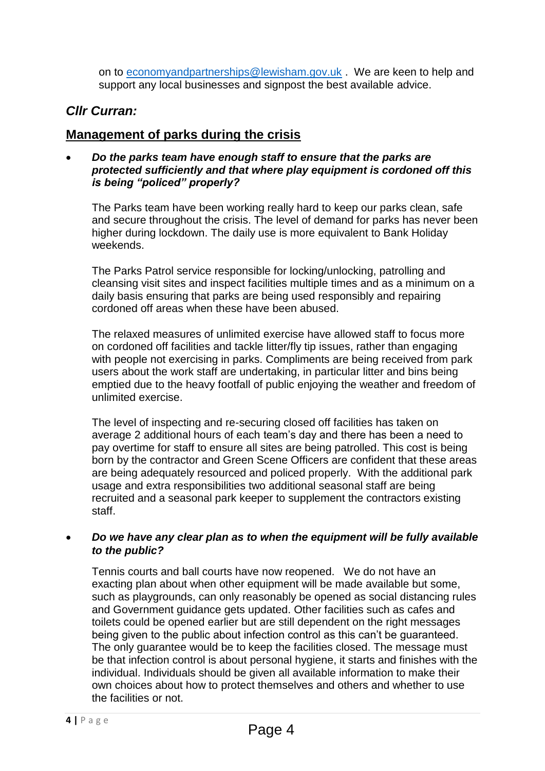on to [economyandpartnerships@lewisham.gov.uk](mailto:economyandpartnerships@lewisham.gov.uk) . We are keen to help and support any local businesses and signpost the best available advice.

### *Cllr Curran:*

## Management of parks during the crisis

- ***Do the parks team have enough staff to ensure that the parks are protected sufficiently and that where play equipment is cordoned off this is being "policed" properly?***

  The Parks team have been working really hard to keep our parks clean, safe and secure throughout the crisis. The level of demand for parks has never been higher during lockdown. The daily use is more equivalent to Bank Holiday weekends.

  The Parks Patrol service responsible for locking/unlocking, patrolling and cleansing visit sites and inspect facilities multiple times and as a minimum on a daily basis ensuring that parks are being used responsibly and repairing cordoned off areas when these have been abused.

  The relaxed measures of unlimited exercise have allowed staff to focus more on cordoned off facilities and tackle litter/fly tip issues, rather than engaging with people not exercising in parks. Compliments are being received from park users about the work staff are undertaking, in particular litter and bins being emptied due to the heavy footfall of public enjoying the weather and freedom of unlimited exercise.

  The level of inspecting and re-securing closed off facilities has taken on average 2 additional hours of each team's day and there has been a need to pay overtime for staff to ensure all sites are being patrolled. This cost is being born by the contractor and Green Scene Officers are confident that these areas are being adequately resourced and policed properly. With the additional park usage and extra responsibilities two additional seasonal staff are being recruited and a seasonal park keeper to supplement the contractors existing staff.

- ***Do we have any clear plan as to when the equipment will be fully available to the public?***

  Tennis courts and ball courts have now reopened. We do not have an exacting plan about when other equipment will be made available but some, such as playgrounds, can only reasonably be opened as social distancing rules and Government guidance gets updated. Other facilities such as cafes and toilets could be opened earlier but are still dependent on the right messages being given to the public about infection control as this can't be guaranteed. The only guarantee would be to keep the facilities closed. The message must be that infection control is about personal hygiene, it starts and finishes with the individual. Individuals should be given all available information to make their own choices about how to protect themselves and others and whether to use the facilities or not.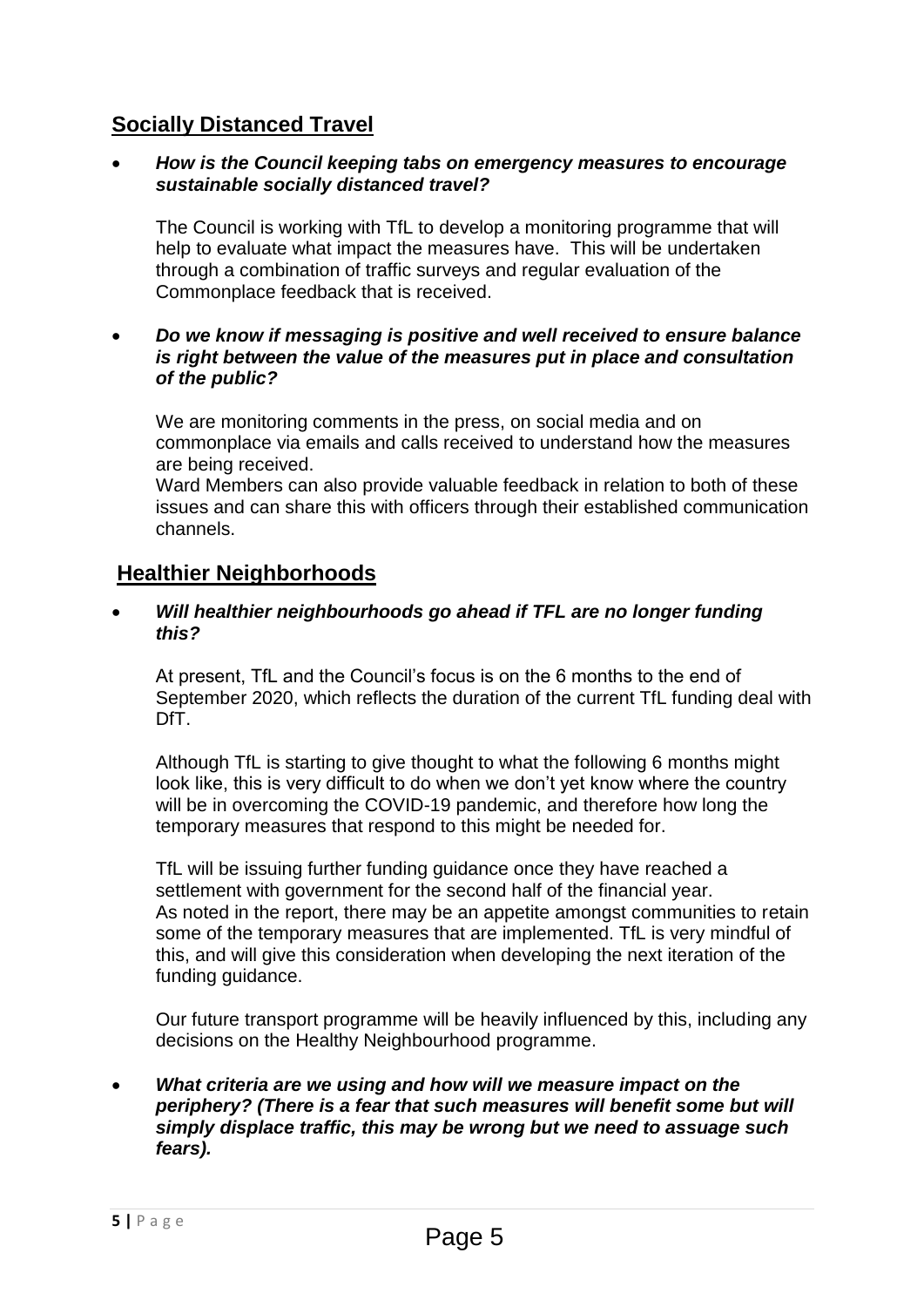## Socially Distanced Travel

- ***How is the Council keeping tabs on emergency measures to encourage sustainable socially distanced travel?***

  The Council is working with TfL to develop a monitoring programme that will help to evaluate what impact the measures have. This will be undertaken through a combination of traffic surveys and regular evaluation of the Commonplace feedback that is received.

- ***Do we know if messaging is positive and well received to ensure balance is right between the value of the measures put in place and consultation of the public?***

  We are monitoring comments in the press, on social media and on commonplace via emails and calls received to understand how the measures are being received.
  Ward Members can also provide valuable feedback in relation to both of these issues and can share this with officers through their established communication channels.

## Healthier Neighborhoods

- ***Will healthier neighbourhoods go ahead if TFL are no longer funding this?***

  At present, TfL and the Council's focus is on the 6 months to the end of September 2020, which reflects the duration of the current TfL funding deal with DfT.

  Although TfL is starting to give thought to what the following 6 months might look like, this is very difficult to do when we don't yet know where the country will be in overcoming the COVID-19 pandemic, and therefore how long the temporary measures that respond to this might be needed for.

  TfL will be issuing further funding guidance once they have reached a settlement with government for the second half of the financial year.
  As noted in the report, there may be an appetite amongst communities to retain some of the temporary measures that are implemented. TfL is very mindful of this, and will give this consideration when developing the next iteration of the funding guidance.

  Our future transport programme will be heavily influenced by this, including any decisions on the Healthy Neighbourhood programme.

- ***What criteria are we using and how will we measure impact on the periphery? (There is a fear that such measures will benefit some but will simply displace traffic, this may be wrong but we need to assuage such fears).***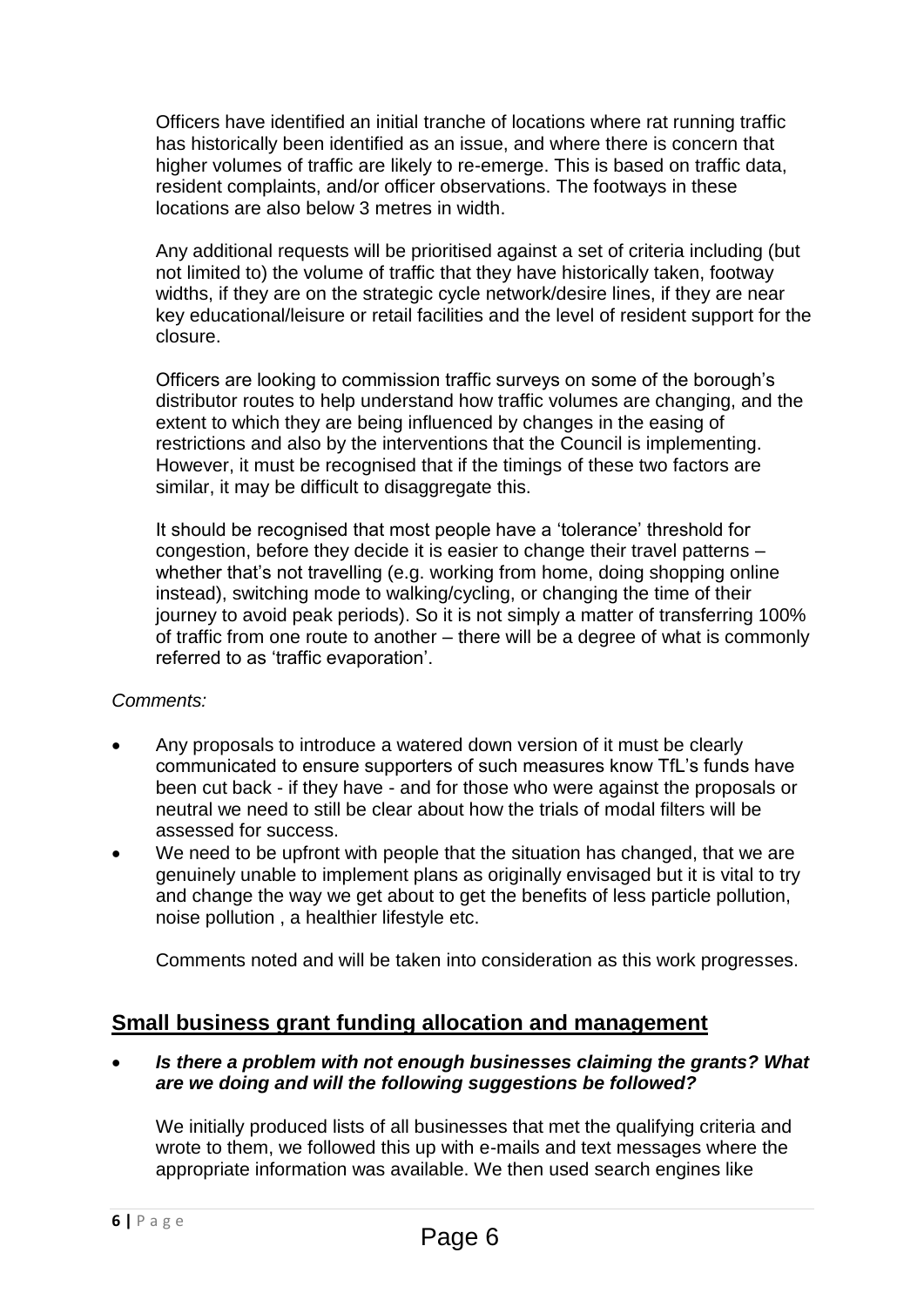Officers have identified an initial tranche of locations where rat running traffic has historically been identified as an issue, and where there is concern that higher volumes of traffic are likely to re-emerge. This is based on traffic data, resident complaints, and/or officer observations. The footways in these locations are also below 3 metres in width.

Any additional requests will be prioritised against a set of criteria including (but not limited to) the volume of traffic that they have historically taken, footway widths, if they are on the strategic cycle network/desire lines, if they are near key educational/leisure or retail facilities and the level of resident support for the closure.

Officers are looking to commission traffic surveys on some of the borough's distributor routes to help understand how traffic volumes are changing, and the extent to which they are being influenced by changes in the easing of restrictions and also by the interventions that the Council is implementing. However, it must be recognised that if the timings of these two factors are similar, it may be difficult to disaggregate this.

It should be recognised that most people have a 'tolerance' threshold for congestion, before they decide it is easier to change their travel patterns – whether that's not travelling (e.g. working from home, doing shopping online instead), switching mode to walking/cycling, or changing the time of their journey to avoid peak periods). So it is not simply a matter of transferring 100% of traffic from one route to another – there will be a degree of what is commonly referred to as 'traffic evaporation'.

*Comments:*

- Any proposals to introduce a watered down version of it must be clearly communicated to ensure supporters of such measures know TfL's funds have been cut back - if they have - and for those who were against the proposals or neutral we need to still be clear about how the trials of modal filters will be assessed for success.
- We need to be upfront with people that the situation has changed, that we are genuinely unable to implement plans as originally envisaged but it is vital to try and change the way we get about to get the benefits of less particle pollution, noise pollution , a healthier lifestyle etc.

Comments noted and will be taken into consideration as this work progresses.

## Small business grant funding allocation and management

- ***Is there a problem with not enough businesses claiming the grants? What are we doing and will the following suggestions be followed?***

We initially produced lists of all businesses that met the qualifying criteria and wrote to them, we followed this up with e-mails and text messages where the appropriate information was available. We then used search engines like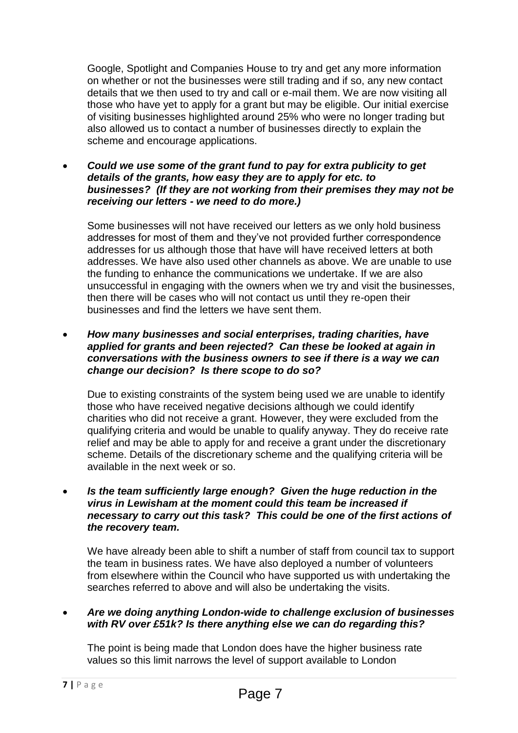Google, Spotlight and Companies House to try and get any more information on whether or not the businesses were still trading and if so, any new contact details that we then used to try and call or e-mail them. We are now visiting all those who have yet to apply for a grant but may be eligible. Our initial exercise of visiting businesses highlighted around 25% who were no longer trading but also allowed us to contact a number of businesses directly to explain the scheme and encourage applications.

- ***Could we use some of the grant fund to pay for extra publicity to get details of the grants, how easy they are to apply for etc. to businesses? (If they are not working from their premises they may not be receiving our letters - we need to do more.)***

  Some businesses will not have received our letters as we only hold business addresses for most of them and they've not provided further correspondence addresses for us although those that have will have received letters at both addresses. We have also used other channels as above. We are unable to use the funding to enhance the communications we undertake. If we are also unsuccessful in engaging with the owners when we try and visit the businesses, then there will be cases who will not contact us until they re-open their businesses and find the letters we have sent them.

- ***How many businesses and social enterprises, trading charities, have applied for grants and been rejected? Can these be looked at again in conversations with the business owners to see if there is a way we can change our decision? Is there scope to do so?***

  Due to existing constraints of the system being used we are unable to identify those who have received negative decisions although we could identify charities who did not receive a grant. However, they were excluded from the qualifying criteria and would be unable to qualify anyway. They do receive rate relief and may be able to apply for and receive a grant under the discretionary scheme. Details of the discretionary scheme and the qualifying criteria will be available in the next week or so.

- ***Is the team sufficiently large enough? Given the huge reduction in the virus in Lewisham at the moment could this team be increased if necessary to carry out this task? This could be one of the first actions of the recovery team.***

  We have already been able to shift a number of staff from council tax to support the team in business rates. We have also deployed a number of volunteers from elsewhere within the Council who have supported us with undertaking the searches referred to above and will also be undertaking the visits.

- ***Are we doing anything London-wide to challenge exclusion of businesses with RV over £51k? Is there anything else we can do regarding this?***

  The point is being made that London does have the higher business rate values so this limit narrows the level of support available to London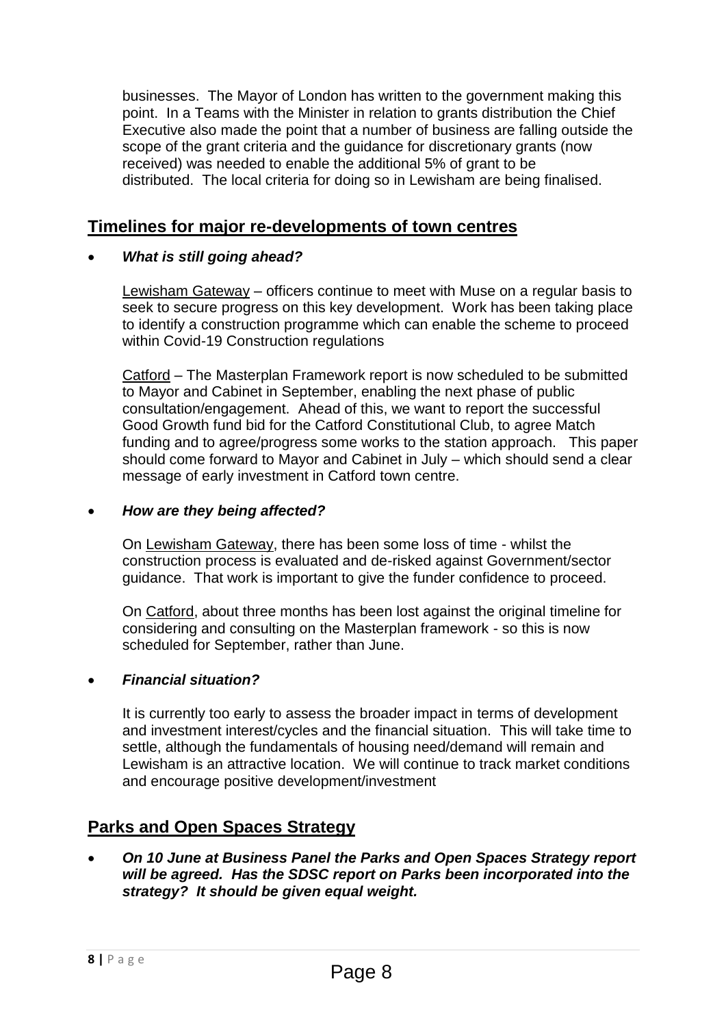businesses. The Mayor of London has written to the government making this point. In a Teams with the Minister in relation to grants distribution the Chief Executive also made the point that a number of business are falling outside the scope of the grant criteria and the guidance for discretionary grants (now received) was needed to enable the additional 5% of grant to be distributed. The local criteria for doing so in Lewisham are being finalised.

## Timelines for major re-developments of town centres

- ***What is still going ahead?***

  Lewisham Gateway – officers continue to meet with Muse on a regular basis to seek to secure progress on this key development. Work has been taking place to identify a construction programme which can enable the scheme to proceed within Covid-19 Construction regulations

  Catford – The Masterplan Framework report is now scheduled to be submitted to Mayor and Cabinet in September, enabling the next phase of public consultation/engagement. Ahead of this, we want to report the successful Good Growth fund bid for the Catford Constitutional Club, to agree Match funding and to agree/progress some works to the station approach. This paper should come forward to Mayor and Cabinet in July – which should send a clear message of early investment in Catford town centre.

- ***How are they being affected?***

  On Lewisham Gateway, there has been some loss of time - whilst the construction process is evaluated and de-risked against Government/sector guidance. That work is important to give the funder confidence to proceed.

  On Catford, about three months has been lost against the original timeline for considering and consulting on the Masterplan framework - so this is now scheduled for September, rather than June.

- ***Financial situation?***

  It is currently too early to assess the broader impact in terms of development and investment interest/cycles and the financial situation. This will take time to settle, although the fundamentals of housing need/demand will remain and Lewisham is an attractive location. We will continue to track market conditions and encourage positive development/investment

## Parks and Open Spaces Strategy

- ***On 10 June at Business Panel the Parks and Open Spaces Strategy report will be agreed. Has the SDSC report on Parks been incorporated into the strategy? It should be given equal weight.***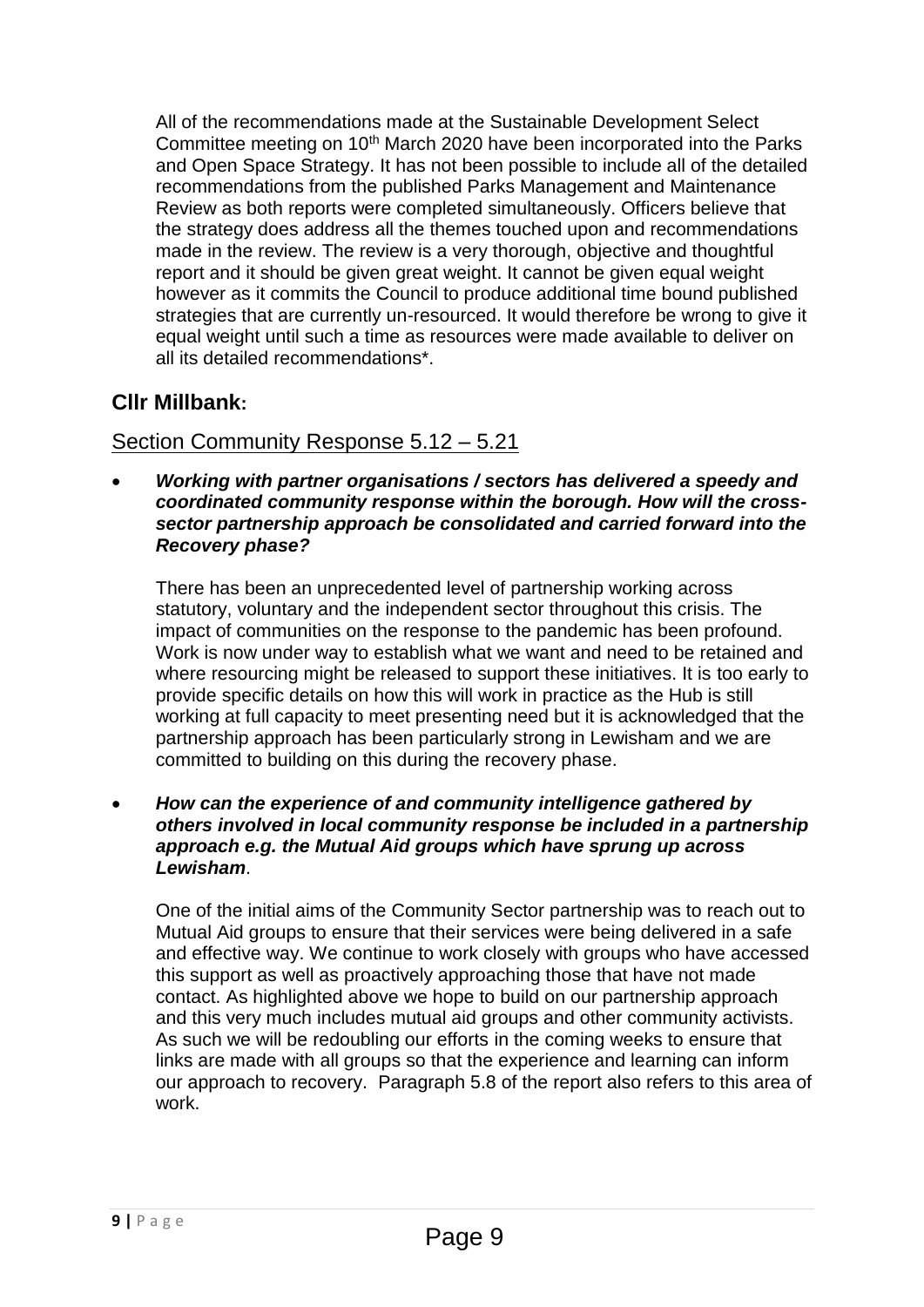All of the recommendations made at the Sustainable Development Select Committee meeting on 10th March 2020 have been incorporated into the Parks and Open Space Strategy. It has not been possible to include all of the detailed recommendations from the published Parks Management and Maintenance Review as both reports were completed simultaneously. Officers believe that the strategy does address all the themes touched upon and recommendations made in the review. The review is a very thorough, objective and thoughtful report and it should be given great weight. It cannot be given equal weight however as it commits the Council to produce additional time bound published strategies that are currently un-resourced. It would therefore be wrong to give it equal weight until such a time as resources were made available to deliver on all its detailed recommendations*.

## Cllr Millbank:

### Section Community Response 5.12 – 5.21

- ***Working with partner organisations / sectors has delivered a speedy and coordinated community response within the borough. How will the cross-sector partnership approach be consolidated and carried forward into the Recovery phase?***

  There has been an unprecedented level of partnership working across statutory, voluntary and the independent sector throughout this crisis. The impact of communities on the response to the pandemic has been profound. Work is now under way to establish what we want and need to be retained and where resourcing might be released to support these initiatives. It is too early to provide specific details on how this will work in practice as the Hub is still working at full capacity to meet presenting need but it is acknowledged that the partnership approach has been particularly strong in Lewisham and we are committed to building on this during the recovery phase.

- ***How can the experience of and community intelligence gathered by others involved in local community response be included in a partnership approach e.g. the Mutual Aid groups which have sprung up across Lewisham***.

  One of the initial aims of the Community Sector partnership was to reach out to Mutual Aid groups to ensure that their services were being delivered in a safe and effective way. We continue to work closely with groups who have accessed this support as well as proactively approaching those that have not made contact. As highlighted above we hope to build on our partnership approach and this very much includes mutual aid groups and other community activists. As such we will be redoubling our efforts in the coming weeks to ensure that links are made with all groups so that the experience and learning can inform our approach to recovery. Paragraph 5.8 of the report also refers to this area of work.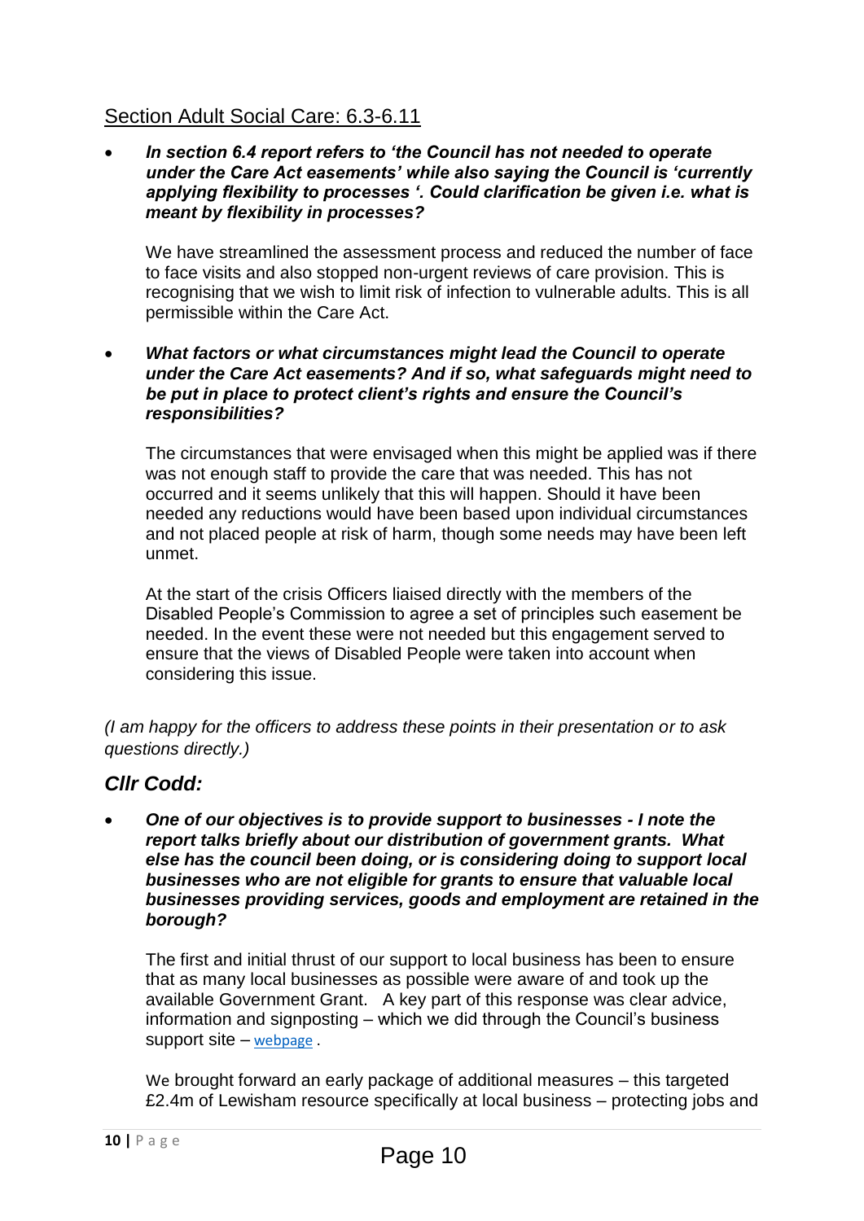## Section Adult Social Care: 6.3-6.11

- ***In section 6.4 report refers to 'the Council has not needed to operate under the Care Act easements' while also saying the Council is 'currently applying flexibility to processes '. Could clarification be given i.e. what is meant by flexibility in processes?***

  We have streamlined the assessment process and reduced the number of face to face visits and also stopped non-urgent reviews of care provision. This is recognising that we wish to limit risk of infection to vulnerable adults. This is all permissible within the Care Act.

- ***What factors or what circumstances might lead the Council to operate under the Care Act easements? And if so, what safeguards might need to be put in place to protect client's rights and ensure the Council's responsibilities?***

  The circumstances that were envisaged when this might be applied was if there was not enough staff to provide the care that was needed. This has not occurred and it seems unlikely that this will happen. Should it have been needed any reductions would have been based upon individual circumstances and not placed people at risk of harm, though some needs may have been left unmet.

  At the start of the crisis Officers liaised directly with the members of the Disabled People's Commission to agree a set of principles such easement be needed. In the event these were not needed but this engagement served to ensure that the views of Disabled People were taken into account when considering this issue.

*(I am happy for the officers to address these points in their presentation or to ask questions directly.)*

## *Cllr Codd:*

- ***One of our objectives is to provide support to businesses - I note the report talks briefly about our distribution of government grants. What else has the council been doing, or is considering doing to support local businesses who are not eligible for grants to ensure that valuable local businesses providing services, goods and employment are retained in the borough?***

  The first and initial thrust of our support to local business has been to ensure that as many local businesses as possible were aware of and took up the available Government Grant. A key part of this response was clear advice, information and signposting – which we did through the Council's business support site – webpage .

  We brought forward an early package of additional measures – this targeted £2.4m of Lewisham resource specifically at local business – protecting jobs and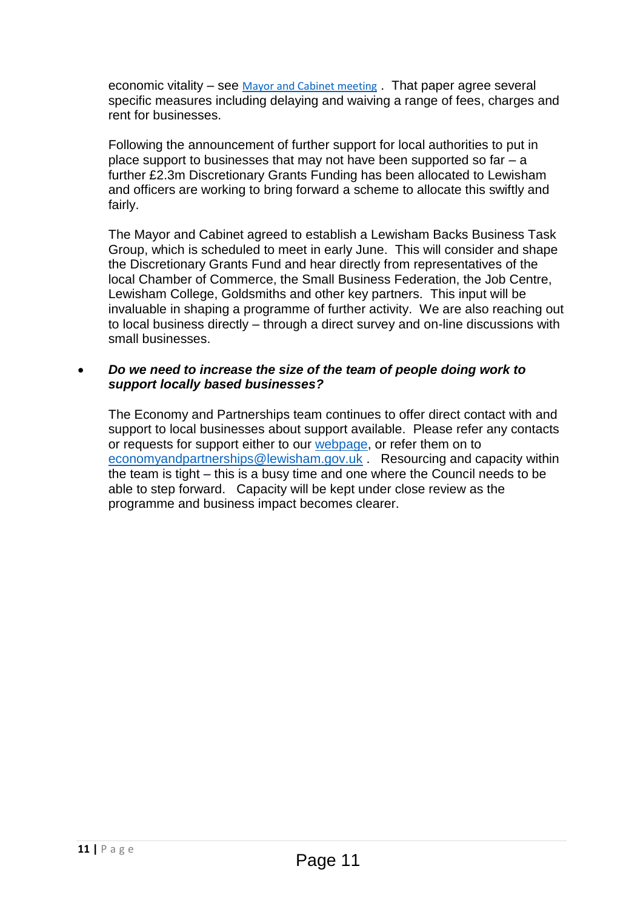economic vitality – see [Mayor and Cabinet meeting](). That paper agree several specific measures including delaying and waiving a range of fees, charges and rent for businesses.

Following the announcement of further support for local authorities to put in place support to businesses that may not have been supported so far – a further £2.3m Discretionary Grants Funding has been allocated to Lewisham and officers are working to bring forward a scheme to allocate this swiftly and fairly.

The Mayor and Cabinet agreed to establish a Lewisham Backs Business Task Group, which is scheduled to meet in early June. This will consider and shape the Discretionary Grants Fund and hear directly from representatives of the local Chamber of Commerce, the Small Business Federation, the Job Centre, Lewisham College, Goldsmiths and other key partners. This input will be invaluable in shaping a programme of further activity. We are also reaching out to local business directly – through a direct survey and on-line discussions with small businesses.

- ***Do we need to increase the size of the team of people doing work to support locally based businesses?***

  The Economy and Partnerships team continues to offer direct contact with and support to local businesses about support available. Please refer any contacts or requests for support either to our webpage, or refer them on to economyandpartnerships@lewisham.gov.uk . Resourcing and capacity within the team is tight – this is a busy time and one where the Council needs to be able to step forward. Capacity will be kept under close review as the programme and business impact becomes clearer.